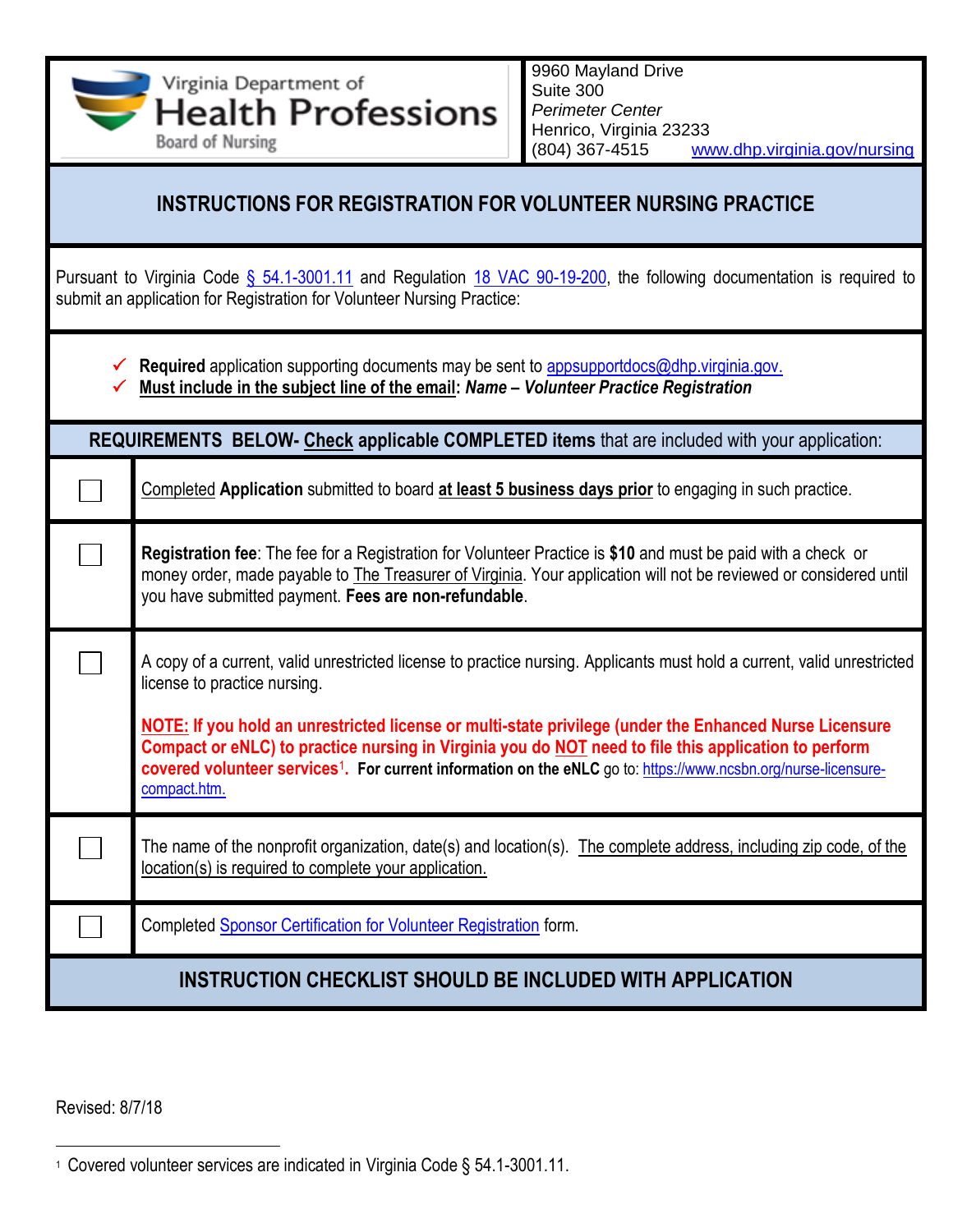Virginia Department of
Health Professions
Board of Nursing

9960 Mayland Drive
Suite 300
*Perimeter Center*
Henrico, Virginia 23233
(804) 367-4515 www.dhp.virginia.gov/nursing

# INSTRUCTIONS FOR REGISTRATION FOR VOLUNTEER NURSING PRACTICE

Pursuant to Virginia Code § 54.1-3001.11 and Regulation 18 VAC 90-19-200, the following documentation is required to submit an application for Registration for Volunteer Nursing Practice:

- ✓ **Required** application supporting documents may be sent to appsupportdocs@dhp.virginia.gov.
- ✓ **Must include in the subject line of the email**: ***Name – Volunteer Practice Registration***

**REQUIREMENTS BELOW- Check applicable COMPLETED items** that are included with your application:

| | |
|---|---|
| ☐ | Completed **Application** submitted to board **at least 5 business days prior** to engaging in such practice. |
| ☐ | **Registration fee**: The fee for a Registration for Volunteer Practice is **$10** and must be paid with a check or money order, made payable to The Treasurer of Virginia. Your application will not be reviewed or considered until you have submitted payment. **Fees are non-refundable**. |
| ☐ | A copy of a current, valid unrestricted license to practice nursing. Applicants must hold a current, valid unrestricted license to practice nursing.<br><br>**NOTE: If you hold an unrestricted license or multi-state privilege (under the Enhanced Nurse Licensure Compact or eNLC) to practice nursing in Virginia you do NOT need to file this application to perform covered volunteer services[1]. For current information on the eNLC** go to: https://www.ncsbn.org/nurse-licensure-compact.htm. |
| ☐ | The name of the nonprofit organization, date(s) and location(s). The complete address, including zip code, of the location(s) is required to complete your application. |
| ☐ | Completed Sponsor Certification for Volunteer Registration form. |

**INSTRUCTION CHECKLIST SHOULD BE INCLUDED WITH APPLICATION**

Revised: 8/7/18

[1] Covered volunteer services are indicated in Virginia Code § 54.1-3001.11.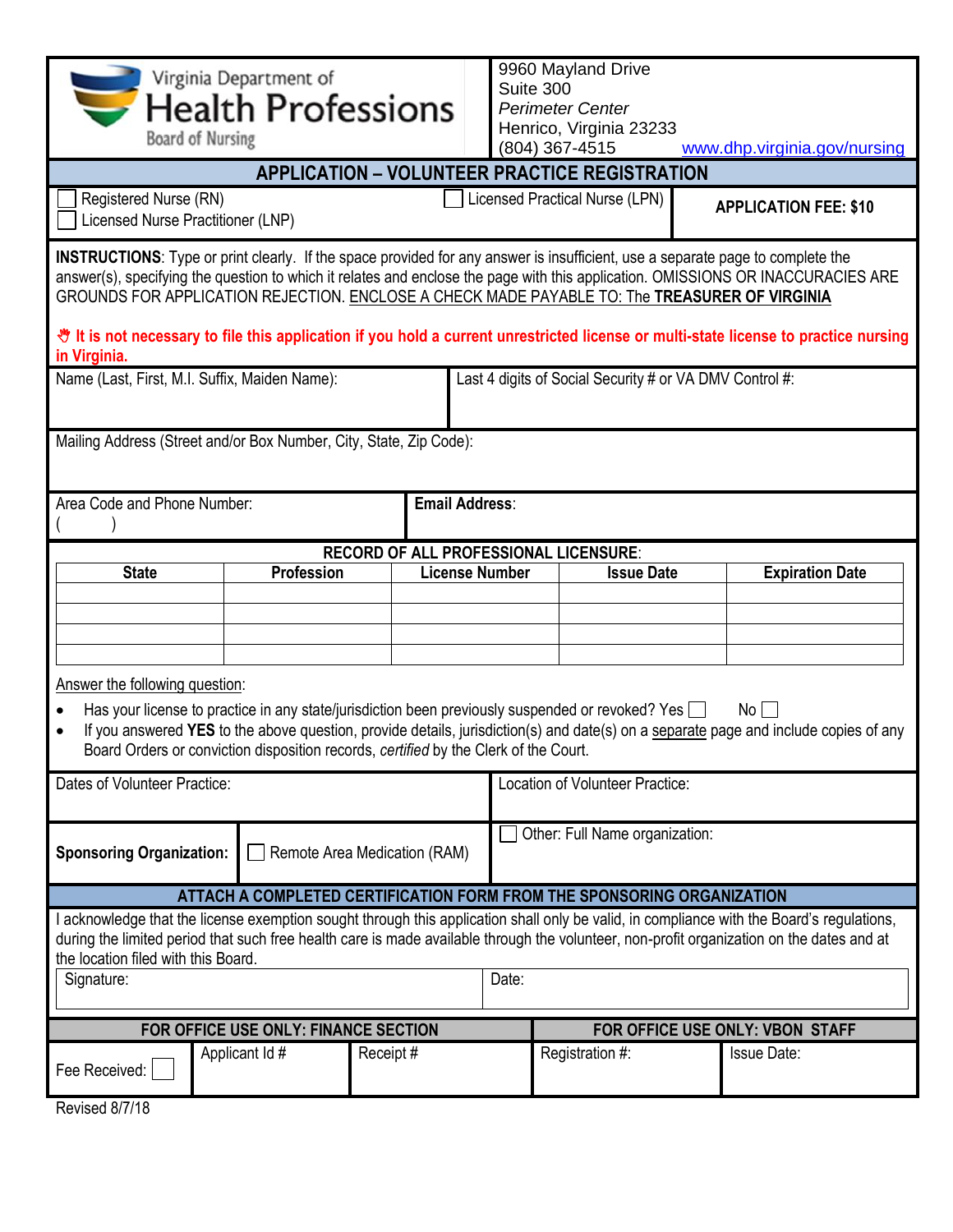Virginia Department of
# Health Professions
Board of Nursing

9960 Mayland Drive
Suite 300
*Perimeter Center*
Henrico, Virginia 23233
(804) 367-4515 www.dhp.virginia.gov/nursing

## APPLICATION – VOLUNTEER PRACTICE REGISTRATION

☐ Registered Nurse (RN) ☐ Licensed Practical Nurse (LPN)
☐ Licensed Nurse Practitioner (LNP)

**APPLICATION FEE: $10**

**INSTRUCTIONS**: Type or print clearly. If the space provided for any answer is insufficient, use a separate page to complete the answer(s), specifying the question to which it relates and enclose the page with this application. OMISSIONS OR INACCURACIES ARE GROUNDS FOR APPLICATION REJECTION. ENCLOSE A CHECK MADE PAYABLE TO: The **TREASURER OF VIRGINIA**

**It is not necessary to file this application if you hold a current unrestricted license or multi-state license to practice nursing in Virginia.**

Name (Last, First, M.I. Suffix, Maiden Name):

Last 4 digits of Social Security # or VA DMV Control #:

Mailing Address (Street and/or Box Number, City, State, Zip Code):

Area Code and Phone Number: ( )

**Email Address**:

**RECORD OF ALL PROFESSIONAL LICENSURE**:

| State | Profession | License Number | Issue Date | Expiration Date |
|---|---|---|---|---|
| | | | | |
| | | | | |
| | | | | |
| | | | | |

Answer the following question:

- Has your license to practice in any state/jurisdiction been previously suspended or revoked? Yes ☐ No ☐
- If you answered **YES** to the above question, provide details, jurisdiction(s) and date(s) on a separate page and include copies of any Board Orders or conviction disposition records, *certified* by the Clerk of the Court.

Dates of Volunteer Practice:

Location of Volunteer Practice:

**Sponsoring Organization:** ☐ Remote Area Medication (RAM) ☐ Other: Full Name organization:

**ATTACH A COMPLETED CERTIFICATION FORM FROM THE SPONSORING ORGANIZATION**

I acknowledge that the license exemption sought through this application shall only be valid, in compliance with the Board's regulations, during the limited period that such free health care is made available through the volunteer, non-profit organization on the dates and at the location filed with this Board.

Signature: Date:

| FOR OFFICE USE ONLY: FINANCE SECTION | | | FOR OFFICE USE ONLY: VBON STAFF | |
|---|---|---|---|---|
| Fee Received: ☐ | Applicant Id # | Receipt # | Registration #: | Issue Date: |

Revised 8/7/18